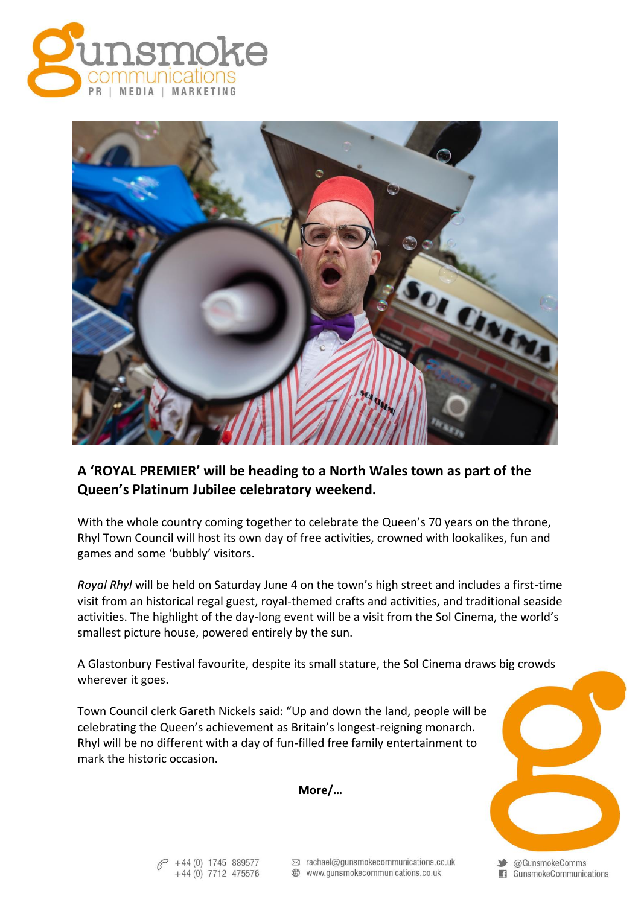**A 'ROYAL PREMIER' will be heading to a North Wales town as part of the Queen's Platinum Jubilee celebratory weekend.**

With the whole country coming together to celebrate the Queen's 70 years on the throne, Rhyl Town Council will host its own day of free activities, crowned with lookalikes, fun and games and some 'bubbly' visitors.

*Royal Rhyl* will be held on Saturday June 4 on the town's high street and includes a first-time visit from an historical regal guest, royal-themed crafts and activities, and traditional seaside activities. The highlight of the day-long event will be a visit from the Sol Cinema, the world's smallest picture house, powered entirely by the sun.

A Glastonbury Festival favourite, despite its small stature, the Sol Cinema draws big crowds wherever it goes.

Town Council clerk Gareth Nickels said: "Up and down the land, people will be celebrating the Queen's achievement as Britain's longest-reigning monarch. Rhyl will be no different with a day of fun-filled free family entertainment to mark the historic occasion.

**More/…**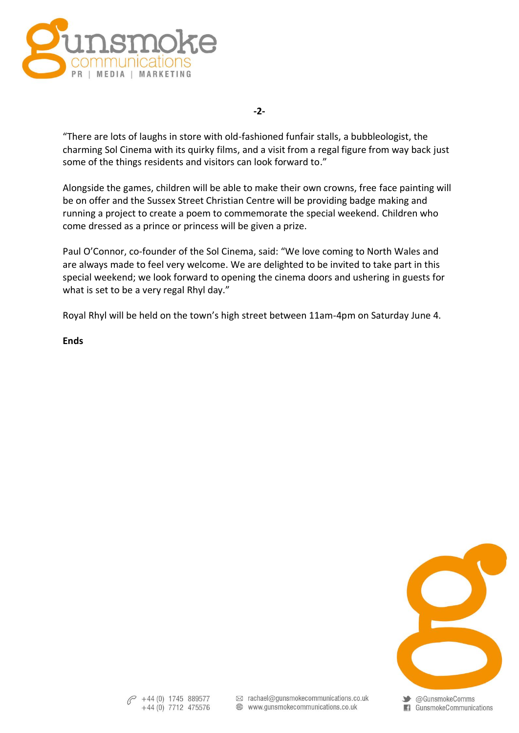"There are lots of laughs in store with old-fashioned funfair stalls, a bubbleologist, the charming Sol Cinema with its quirky films, and a visit from a regal figure from way back just some of the things residents and visitors can look forward to."

Alongside the games, children will be able to make their own crowns, free face painting will be on offer and the Sussex Street Christian Centre will be providing badge making and running a project to create a poem to commemorate the special weekend. Children who come dressed as a prince or princess will be given a prize.

Paul O'Connor, co-founder of the Sol Cinema, said: "We love coming to North Wales and are always made to feel very welcome. We are delighted to be invited to take part in this special weekend; we look forward to opening the cinema doors and ushering in guests for what is set to be a very regal Rhyl day."

Royal Rhyl will be held on the town's high street between 11am-4pm on Saturday June 4.

**Ends**